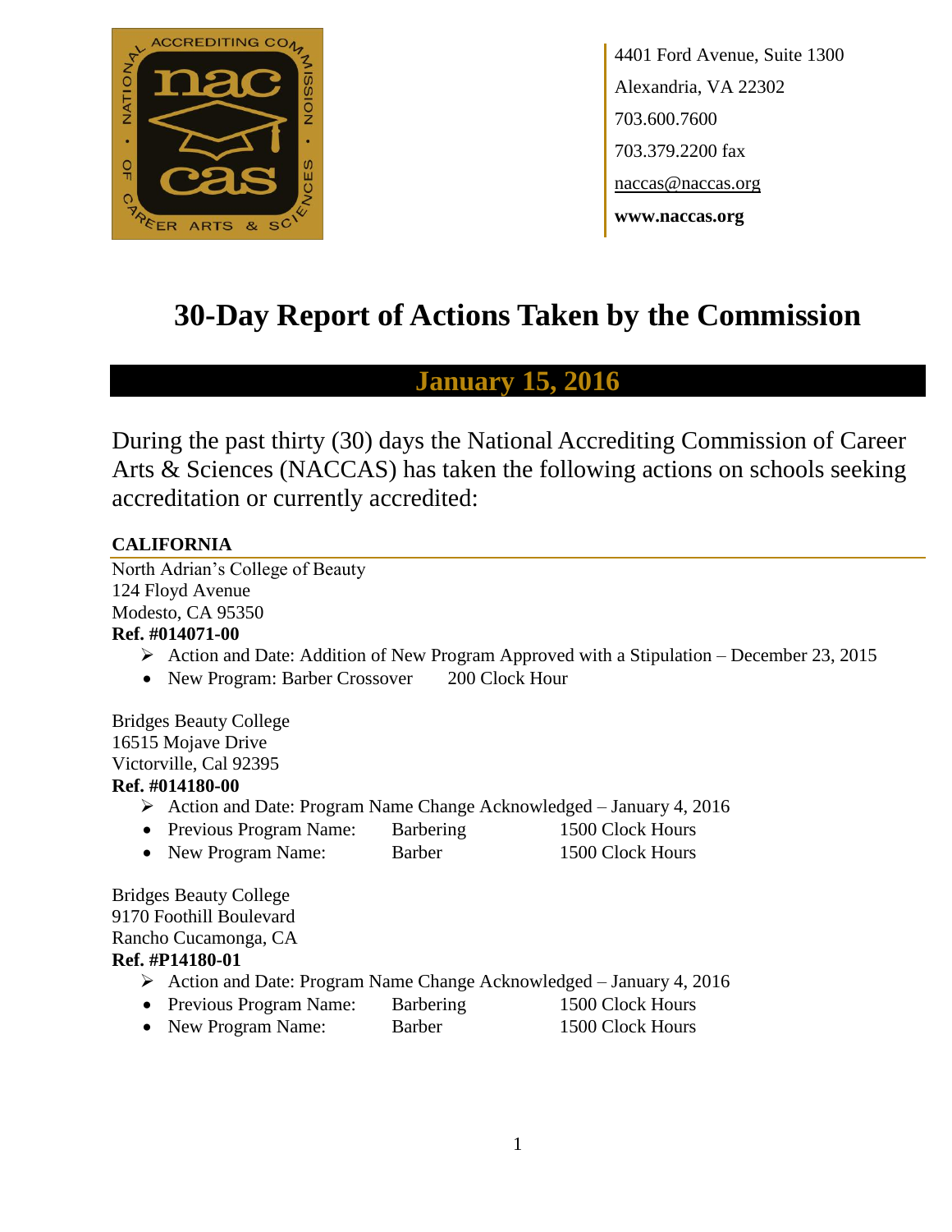4401 Ford Avenue, Suite 1300
Alexandria, VA 22302
703.600.7600
703.379.2200 fax
naccas@naccas.org
**www.naccas.org**

# 30-Day Report of Actions Taken by the Commission

## January 15, 2016

During the past thirty (30) days the National Accrediting Commission of Career Arts & Sciences (NACCAS) has taken the following actions on schools seeking accreditation or currently accredited:

### CALIFORNIA

North Adrian's College of Beauty
124 Floyd Avenue
Modesto, CA 95350
**Ref. #014071-00**

- ➢ Action and Date: Addition of New Program Approved with a Stipulation – December 23, 2015
- New Program: Barber Crossover 200 Clock Hour

Bridges Beauty College
16515 Mojave Drive
Victorville, Cal 92395
**Ref. #014180-00**

- ➢ Action and Date: Program Name Change Acknowledged – January 4, 2016
- Previous Program Name: Barbering 1500 Clock Hours
- New Program Name: Barber 1500 Clock Hours

Bridges Beauty College
9170 Foothill Boulevard
Rancho Cucamonga, CA
**Ref. #P14180-01**

- ➢ Action and Date: Program Name Change Acknowledged – January 4, 2016
- Previous Program Name: Barbering 1500 Clock Hours
- New Program Name: Barber 1500 Clock Hours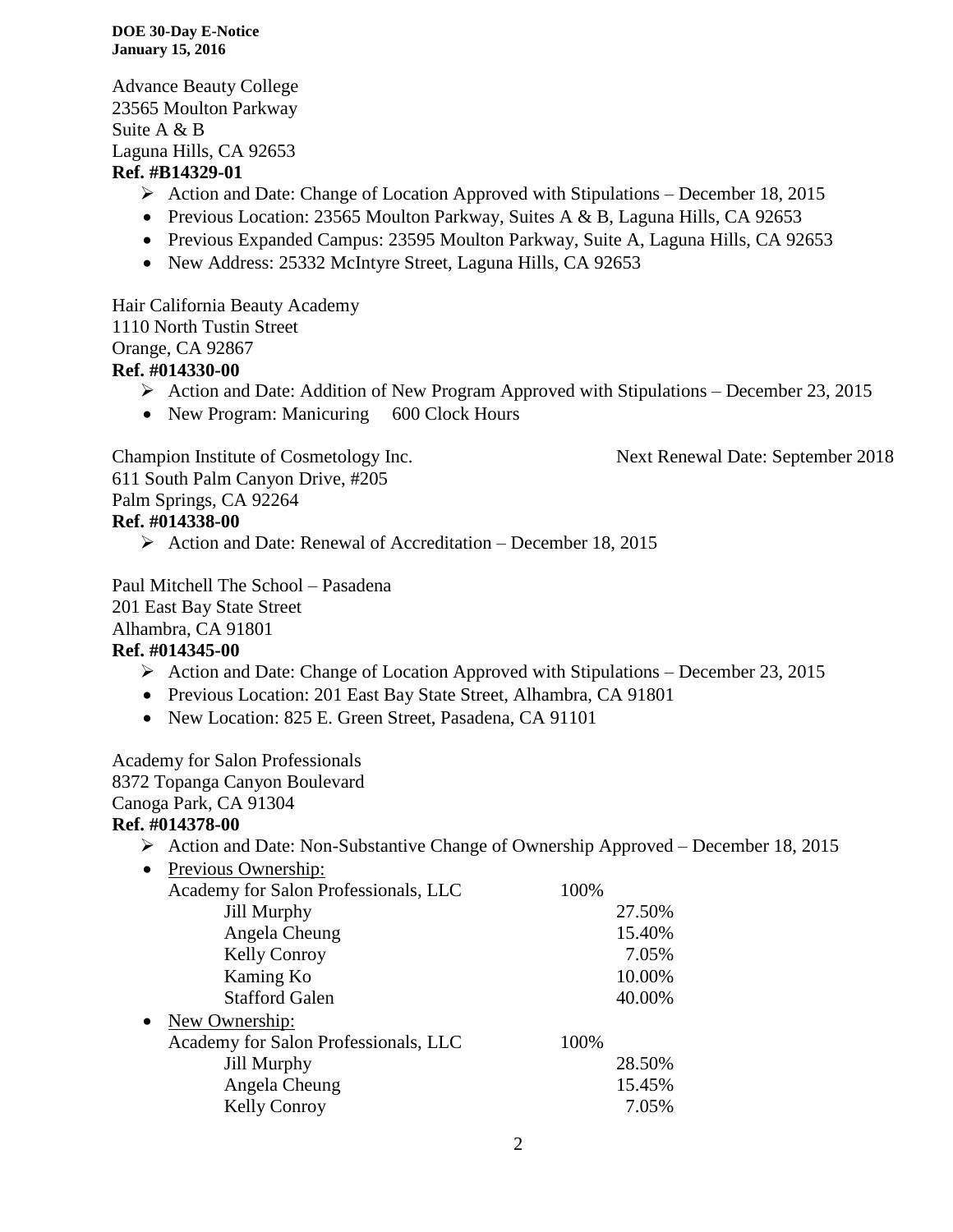Advance Beauty College
23565 Moulton Parkway
Suite A & B
Laguna Hills, CA 92653
**Ref. #B14329-01**

- ➢ Action and Date: Change of Location Approved with Stipulations – December 18, 2015
- Previous Location: 23565 Moulton Parkway, Suites A & B, Laguna Hills, CA 92653
- Previous Expanded Campus: 23595 Moulton Parkway, Suite A, Laguna Hills, CA 92653
- New Address: 25332 McIntyre Street, Laguna Hills, CA 92653

Hair California Beauty Academy
1110 North Tustin Street
Orange, CA 92867
**Ref. #014330-00**

- ➢ Action and Date: Addition of New Program Approved with Stipulations – December 23, 2015
- New Program: Manicuring 600 Clock Hours

Champion Institute of Cosmetology Inc. Next Renewal Date: September 2018
611 South Palm Canyon Drive, #205
Palm Springs, CA 92264
**Ref. #014338-00**

- ➢ Action and Date: Renewal of Accreditation – December 18, 2015

Paul Mitchell The School – Pasadena
201 East Bay State Street
Alhambra, CA 91801
**Ref. #014345-00**

- ➢ Action and Date: Change of Location Approved with Stipulations – December 23, 2015
- Previous Location: 201 East Bay State Street, Alhambra, CA 91801
- New Location: 825 E. Green Street, Pasadena, CA 91101

Academy for Salon Professionals
8372 Topanga Canyon Boulevard
Canoga Park, CA 91304
**Ref. #014378-00**

- ➢ Action and Date: Non-Substantive Change of Ownership Approved – December 18, 2015
- Previous Ownership:

| | | |
|---|---|---|
| Academy for Salon Professionals, LLC | 100% | |
| Jill Murphy | | 27.50% |
| Angela Cheung | | 15.40% |
| Kelly Conroy | | 7.05% |
| Kaming Ko | | 10.00% |
| Stafford Galen | | 40.00% |

- New Ownership:

| | | |
|---|---|---|
| Academy for Salon Professionals, LLC | 100% | |
| Jill Murphy | | 28.50% |
| Angela Cheung | | 15.45% |
| Kelly Conroy | | 7.05% |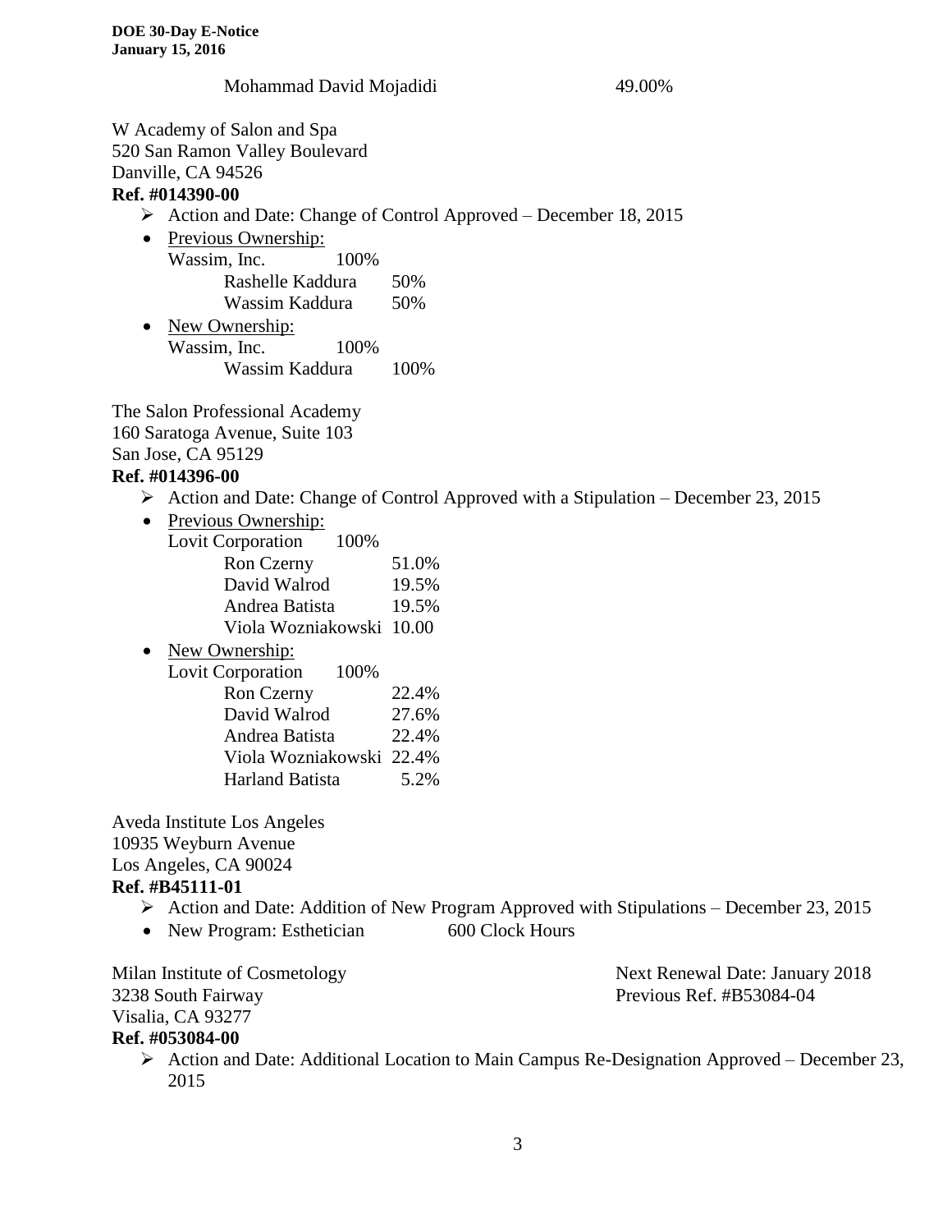Mohammad David Mojadidi 49.00%

W Academy of Salon and Spa
520 San Ramon Valley Boulevard
Danville, CA 94526
**Ref. #014390-00**

- ➢ Action and Date: Change of Control Approved – December 18, 2015
- Previous Ownership:
  Wassim, Inc. 100%
  - Rashelle Kaddura 50%
  - Wassim Kaddura 50%
- New Ownership:
  Wassim, Inc. 100%
  - Wassim Kaddura 100%

The Salon Professional Academy
160 Saratoga Avenue, Suite 103
San Jose, CA 95129
**Ref. #014396-00**

- ➢ Action and Date: Change of Control Approved with a Stipulation – December 23, 2015
- Previous Ownership:
  Lovit Corporation 100%
  - Ron Czerny 51.0%
  - David Walrod 19.5%
  - Andrea Batista 19.5%
  - Viola Wozniakowski 10.00
- New Ownership:
  Lovit Corporation 100%
  - Ron Czerny 22.4%
  - David Walrod 27.6%
  - Andrea Batista 22.4%
  - Viola Wozniakowski 22.4%
  - Harland Batista 5.2%

Aveda Institute Los Angeles
10935 Weyburn Avenue
Los Angeles, CA 90024
**Ref. #B45111-01**

- ➢ Action and Date: Addition of New Program Approved with Stipulations – December 23, 2015
- New Program: Esthetician 600 Clock Hours

Milan Institute of Cosmetology
3238 South Fairway
Visalia, CA 93277
**Ref. #053084-00**

Next Renewal Date: January 2018
Previous Ref. #B53084-04

- ➢ Action and Date: Additional Location to Main Campus Re-Designation Approved – December 23, 2015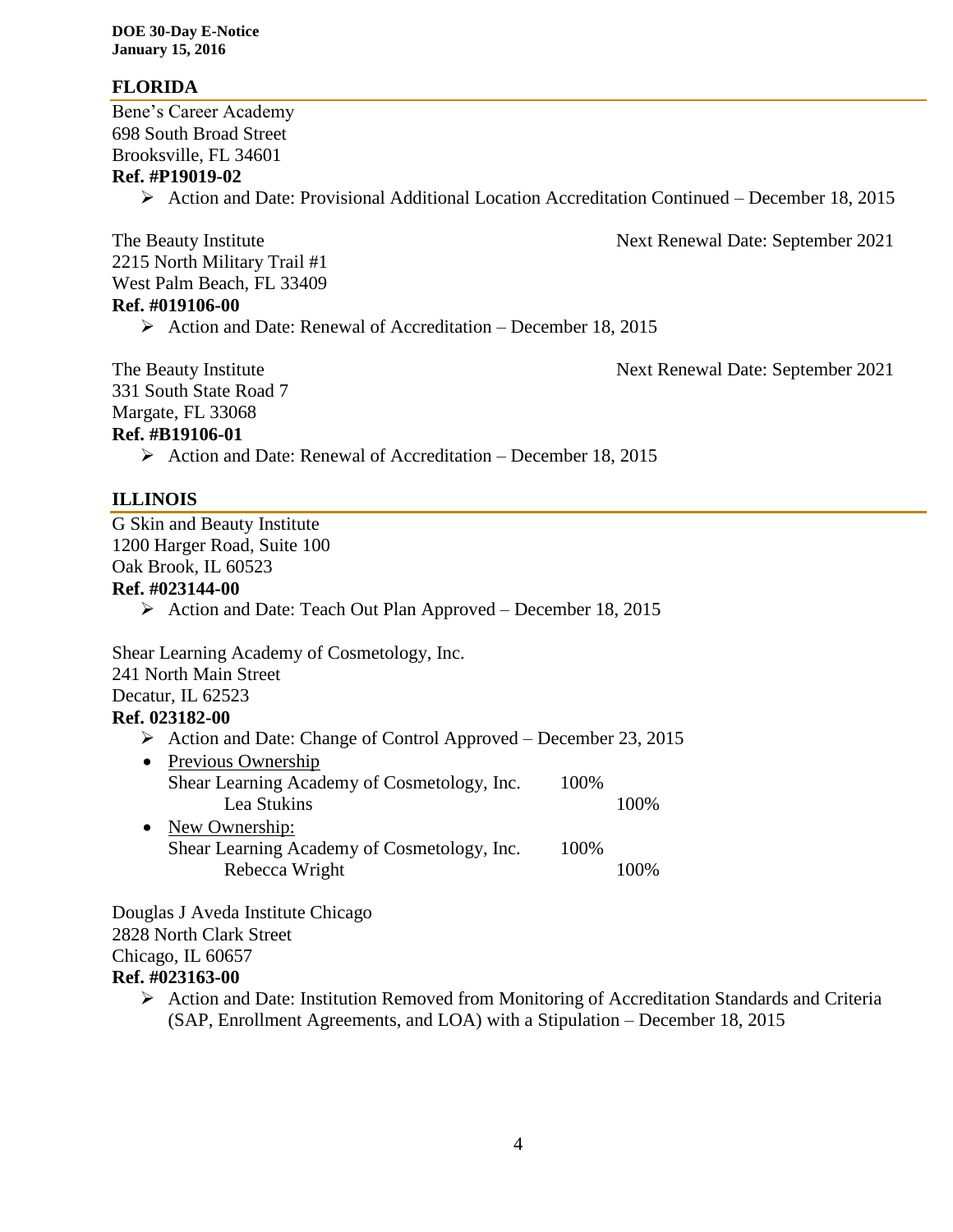## FLORIDA

Bene's Career Academy
698 South Broad Street
Brooksville, FL 34601
**Ref. #P19019-02**

- Action and Date: Provisional Additional Location Accreditation Continued – December 18, 2015

The Beauty Institute
Next Renewal Date: September 2021
2215 North Military Trail #1
West Palm Beach, FL 33409
**Ref. #019106-00**

- Action and Date: Renewal of Accreditation – December 18, 2015

The Beauty Institute
Next Renewal Date: September 2021
331 South State Road 7
Margate, FL 33068
**Ref. #B19106-01**

- Action and Date: Renewal of Accreditation – December 18, 2015

## ILLINOIS

G Skin and Beauty Institute
1200 Harger Road, Suite 100
Oak Brook, IL 60523
**Ref. #023144-00**

- Action and Date: Teach Out Plan Approved – December 18, 2015

Shear Learning Academy of Cosmetology, Inc.
241 North Main Street
Decatur, IL 62523
**Ref. 023182-00**

- Action and Date: Change of Control Approved – December 23, 2015
- Previous Ownership
  - Shear Learning Academy of Cosmetology, Inc. 100%
    - Lea Stukins 100%
- New Ownership:
  - Shear Learning Academy of Cosmetology, Inc. 100%
    - Rebecca Wright 100%

Douglas J Aveda Institute Chicago
2828 North Clark Street
Chicago, IL 60657
**Ref. #023163-00**

- Action and Date: Institution Removed from Monitoring of Accreditation Standards and Criteria (SAP, Enrollment Agreements, and LOA) with a Stipulation – December 18, 2015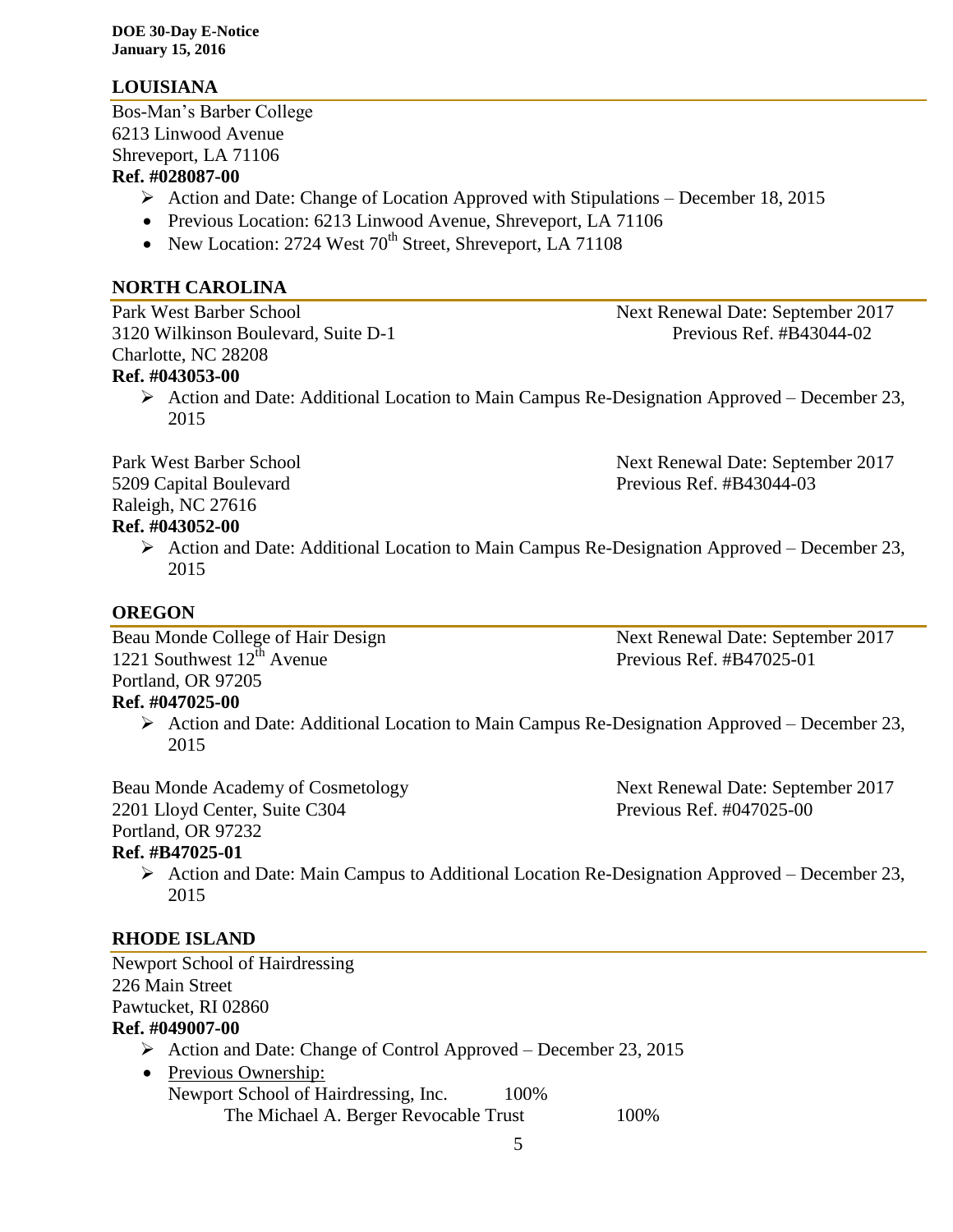## LOUISIANA

Bos-Man's Barber College
6213 Linwood Avenue
Shreveport, LA 71106
**Ref. #028087-00**

- Action and Date: Change of Location Approved with Stipulations – December 18, 2015
- Previous Location: 6213 Linwood Avenue, Shreveport, LA 71106
- New Location: 2724 West 70th Street, Shreveport, LA 71108

## NORTH CAROLINA

Park West Barber School
3120 Wilkinson Boulevard, Suite D-1
Charlotte, NC 28208
**Ref. #043053-00**
Next Renewal Date: September 2017
Previous Ref. #B43044-02

- Action and Date: Additional Location to Main Campus Re-Designation Approved – December 23, 2015

Park West Barber School
5209 Capital Boulevard
Raleigh, NC 27616
**Ref. #043052-00**
Next Renewal Date: September 2017
Previous Ref. #B43044-03

- Action and Date: Additional Location to Main Campus Re-Designation Approved – December 23, 2015

## OREGON

Beau Monde College of Hair Design
1221 Southwest 12th Avenue
Portland, OR 97205
**Ref. #047025-00**
Next Renewal Date: September 2017
Previous Ref. #B47025-01

- Action and Date: Additional Location to Main Campus Re-Designation Approved – December 23, 2015

Beau Monde Academy of Cosmetology
2201 Lloyd Center, Suite C304
Portland, OR 97232
**Ref. #B47025-01**
Next Renewal Date: September 2017
Previous Ref. #047025-00

- Action and Date: Main Campus to Additional Location Re-Designation Approved – December 23, 2015

## RHODE ISLAND

Newport School of Hairdressing
226 Main Street
Pawtucket, RI 02860
**Ref. #049007-00**

- Action and Date: Change of Control Approved – December 23, 2015
- Previous Ownership:
  Newport School of Hairdressing, Inc. 100%
  The Michael A. Berger Revocable Trust 100%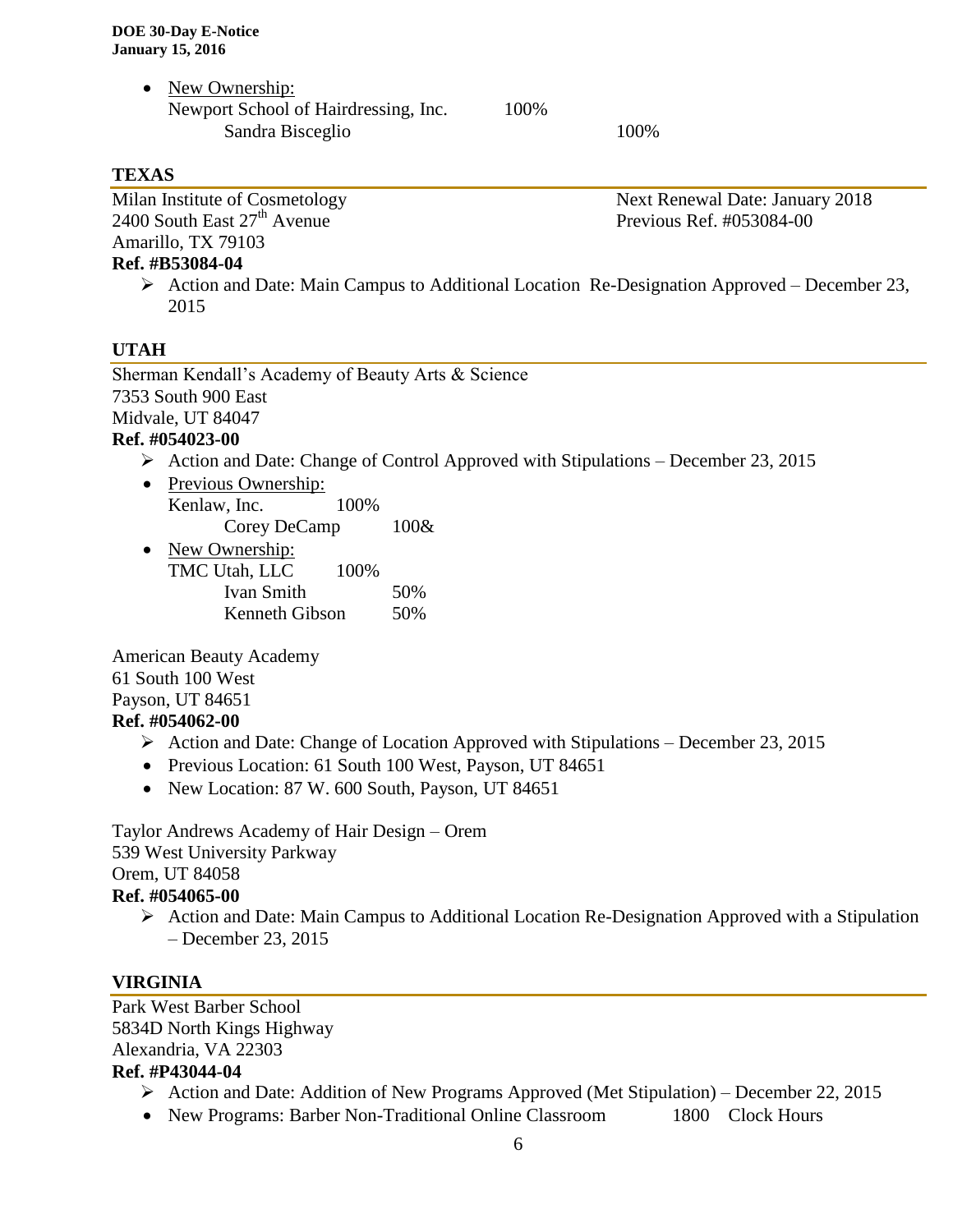- New Ownership:
  Newport School of Hairdressing, Inc. 100%
  - Sandra Bisceglio 100%

## TEXAS

Milan Institute of Cosmetology
2400 South East 27th Avenue
Amarillo, TX 79103
**Ref. #B53084-04**

Next Renewal Date: January 2018
Previous Ref. #053084-00

- ➢ Action and Date: Main Campus to Additional Location Re-Designation Approved – December 23, 2015

## UTAH

Sherman Kendall's Academy of Beauty Arts & Science
7353 South 900 East
Midvale, UT 84047
**Ref. #054023-00**

- ➢ Action and Date: Change of Control Approved with Stipulations – December 23, 2015
- Previous Ownership:
  Kenlaw, Inc. 100%
  - Corey DeCamp 100&
- New Ownership:
  TMC Utah, LLC 100%
  - Ivan Smith 50%
  - Kenneth Gibson 50%

American Beauty Academy
61 South 100 West
Payson, UT 84651
**Ref. #054062-00**

- ➢ Action and Date: Change of Location Approved with Stipulations – December 23, 2015
- Previous Location: 61 South 100 West, Payson, UT 84651
- New Location: 87 W. 600 South, Payson, UT 84651

Taylor Andrews Academy of Hair Design – Orem
539 West University Parkway
Orem, UT 84058
**Ref. #054065-00**

- ➢ Action and Date: Main Campus to Additional Location Re-Designation Approved with a Stipulation – December 23, 2015

## VIRGINIA

Park West Barber School
5834D North Kings Highway
Alexandria, VA 22303
**Ref. #P43044-04**

- ➢ Action and Date: Addition of New Programs Approved (Met Stipulation) – December 22, 2015
- New Programs: Barber Non-Traditional Online Classroom 1800 Clock Hours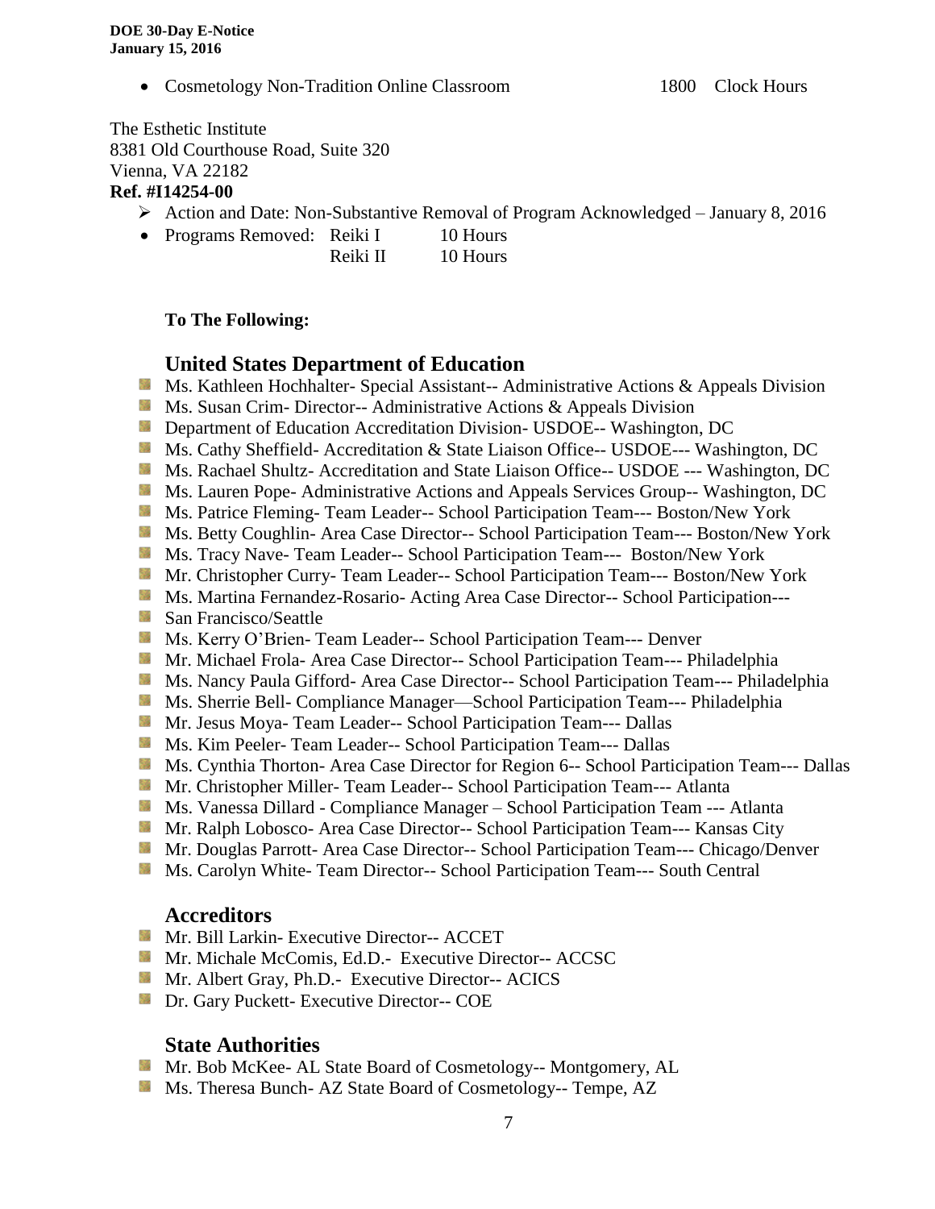- Cosmetology Non-Tradition Online Classroom 1800 Clock Hours

The Esthetic Institute
8381 Old Courthouse Road, Suite 320
Vienna, VA 22182
**Ref. #I14254-00**

- Action and Date: Non-Substantive Removal of Program Acknowledged – January 8, 2016
- Programs Removed: Reiki I 10 Hours
  Reiki II 10 Hours

**To The Following:**

## United States Department of Education

- Ms. Kathleen Hochhalter- Special Assistant-- Administrative Actions & Appeals Division
- Ms. Susan Crim- Director-- Administrative Actions & Appeals Division
- Department of Education Accreditation Division- USDOE-- Washington, DC
- Ms. Cathy Sheffield- Accreditation & State Liaison Office-- USDOE--- Washington, DC
- Ms. Rachael Shultz- Accreditation and State Liaison Office-- USDOE --- Washington, DC
- Ms. Lauren Pope- Administrative Actions and Appeals Services Group-- Washington, DC
- Ms. Patrice Fleming- Team Leader-- School Participation Team--- Boston/New York
- Ms. Betty Coughlin- Area Case Director-- School Participation Team--- Boston/New York
- Ms. Tracy Nave- Team Leader-- School Participation Team--- Boston/New York
- Mr. Christopher Curry- Team Leader-- School Participation Team--- Boston/New York
- Ms. Martina Fernandez-Rosario- Acting Area Case Director-- School Participation---
- San Francisco/Seattle
- Ms. Kerry O'Brien- Team Leader-- School Participation Team--- Denver
- Mr. Michael Frola- Area Case Director-- School Participation Team--- Philadelphia
- Ms. Nancy Paula Gifford- Area Case Director-- School Participation Team--- Philadelphia
- Ms. Sherrie Bell- Compliance Manager—School Participation Team--- Philadelphia
- Mr. Jesus Moya- Team Leader-- School Participation Team--- Dallas
- Ms. Kim Peeler- Team Leader-- School Participation Team--- Dallas
- Ms. Cynthia Thorton- Area Case Director for Region 6-- School Participation Team--- Dallas
- Mr. Christopher Miller- Team Leader-- School Participation Team--- Atlanta
- Ms. Vanessa Dillard - Compliance Manager – School Participation Team --- Atlanta
- Mr. Ralph Lobosco- Area Case Director-- School Participation Team--- Kansas City
- Mr. Douglas Parrott- Area Case Director-- School Participation Team--- Chicago/Denver
- Ms. Carolyn White- Team Director-- School Participation Team--- South Central

## Accreditors

- Mr. Bill Larkin- Executive Director-- ACCET
- Mr. Michale McComis, Ed.D.- Executive Director-- ACCSC
- Mr. Albert Gray, Ph.D.- Executive Director-- ACICS
- Dr. Gary Puckett- Executive Director-- COE

## State Authorities

- Mr. Bob McKee- AL State Board of Cosmetology-- Montgomery, AL
- Ms. Theresa Bunch- AZ State Board of Cosmetology-- Tempe, AZ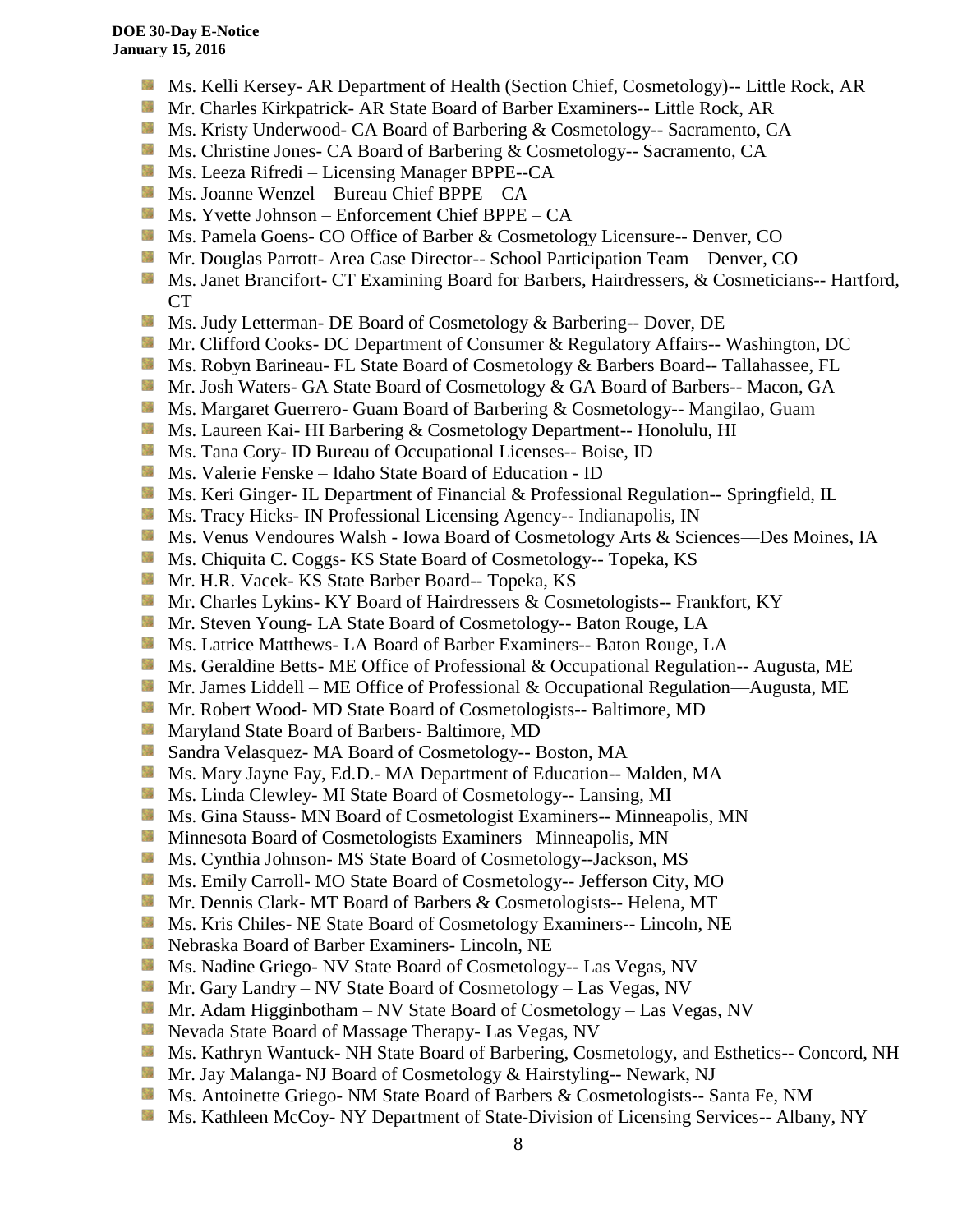- Ms. Kelli Kersey- AR Department of Health (Section Chief, Cosmetology)-- Little Rock, AR
- Mr. Charles Kirkpatrick- AR State Board of Barber Examiners-- Little Rock, AR
- Ms. Kristy Underwood- CA Board of Barbering & Cosmetology-- Sacramento, CA
- Ms. Christine Jones- CA Board of Barbering & Cosmetology-- Sacramento, CA
- Ms. Leeza Rifredi – Licensing Manager BPPE--CA
- Ms. Joanne Wenzel – Bureau Chief BPPE—CA
- Ms. Yvette Johnson – Enforcement Chief BPPE – CA
- Ms. Pamela Goens- CO Office of Barber & Cosmetology Licensure-- Denver, CO
- Mr. Douglas Parrott- Area Case Director-- School Participation Team—Denver, CO
- Ms. Janet Brancifort- CT Examining Board for Barbers, Hairdressers, & Cosmeticians-- Hartford, CT
- Ms. Judy Letterman- DE Board of Cosmetology & Barbering-- Dover, DE
- Mr. Clifford Cooks- DC Department of Consumer & Regulatory Affairs-- Washington, DC
- Ms. Robyn Barineau- FL State Board of Cosmetology & Barbers Board-- Tallahassee, FL
- Mr. Josh Waters- GA State Board of Cosmetology & GA Board of Barbers-- Macon, GA
- Ms. Margaret Guerrero- Guam Board of Barbering & Cosmetology-- Mangilao, Guam
- Ms. Laureen Kai- HI Barbering & Cosmetology Department-- Honolulu, HI
- Ms. Tana Cory- ID Bureau of Occupational Licenses-- Boise, ID
- Ms. Valerie Fenske – Idaho State Board of Education - ID
- Ms. Keri Ginger- IL Department of Financial & Professional Regulation-- Springfield, IL
- Ms. Tracy Hicks- IN Professional Licensing Agency-- Indianapolis, IN
- Ms. Venus Vendoures Walsh - Iowa Board of Cosmetology Arts & Sciences—Des Moines, IA
- Ms. Chiquita C. Coggs- KS State Board of Cosmetology-- Topeka, KS
- Mr. H.R. Vacek- KS State Barber Board-- Topeka, KS
- Mr. Charles Lykins- KY Board of Hairdressers & Cosmetologists-- Frankfort, KY
- Mr. Steven Young- LA State Board of Cosmetology-- Baton Rouge, LA
- Ms. Latrice Matthews- LA Board of Barber Examiners-- Baton Rouge, LA
- Ms. Geraldine Betts- ME Office of Professional & Occupational Regulation-- Augusta, ME
- Mr. James Liddell – ME Office of Professional & Occupational Regulation—Augusta, ME
- Mr. Robert Wood- MD State Board of Cosmetologists-- Baltimore, MD
- Maryland State Board of Barbers- Baltimore, MD
- Sandra Velasquez- MA Board of Cosmetology-- Boston, MA
- Ms. Mary Jayne Fay, Ed.D.- MA Department of Education-- Malden, MA
- Ms. Linda Clewley- MI State Board of Cosmetology-- Lansing, MI
- Ms. Gina Stauss- MN Board of Cosmetologist Examiners-- Minneapolis, MN
- Minnesota Board of Cosmetologists Examiners –Minneapolis, MN
- Ms. Cynthia Johnson- MS State Board of Cosmetology--Jackson, MS
- Ms. Emily Carroll- MO State Board of Cosmetology-- Jefferson City, MO
- Mr. Dennis Clark- MT Board of Barbers & Cosmetologists-- Helena, MT
- Ms. Kris Chiles- NE State Board of Cosmetology Examiners-- Lincoln, NE
- Nebraska Board of Barber Examiners- Lincoln, NE
- Ms. Nadine Griego- NV State Board of Cosmetology-- Las Vegas, NV
- Mr. Gary Landry – NV State Board of Cosmetology – Las Vegas, NV
- Mr. Adam Higginbotham – NV State Board of Cosmetology – Las Vegas, NV
- Nevada State Board of Massage Therapy- Las Vegas, NV
- Ms. Kathryn Wantuck- NH State Board of Barbering, Cosmetology, and Esthetics-- Concord, NH
- Mr. Jay Malanga- NJ Board of Cosmetology & Hairstyling-- Newark, NJ
- Ms. Antoinette Griego- NM State Board of Barbers & Cosmetologists-- Santa Fe, NM
- Ms. Kathleen McCoy- NY Department of State-Division of Licensing Services-- Albany, NY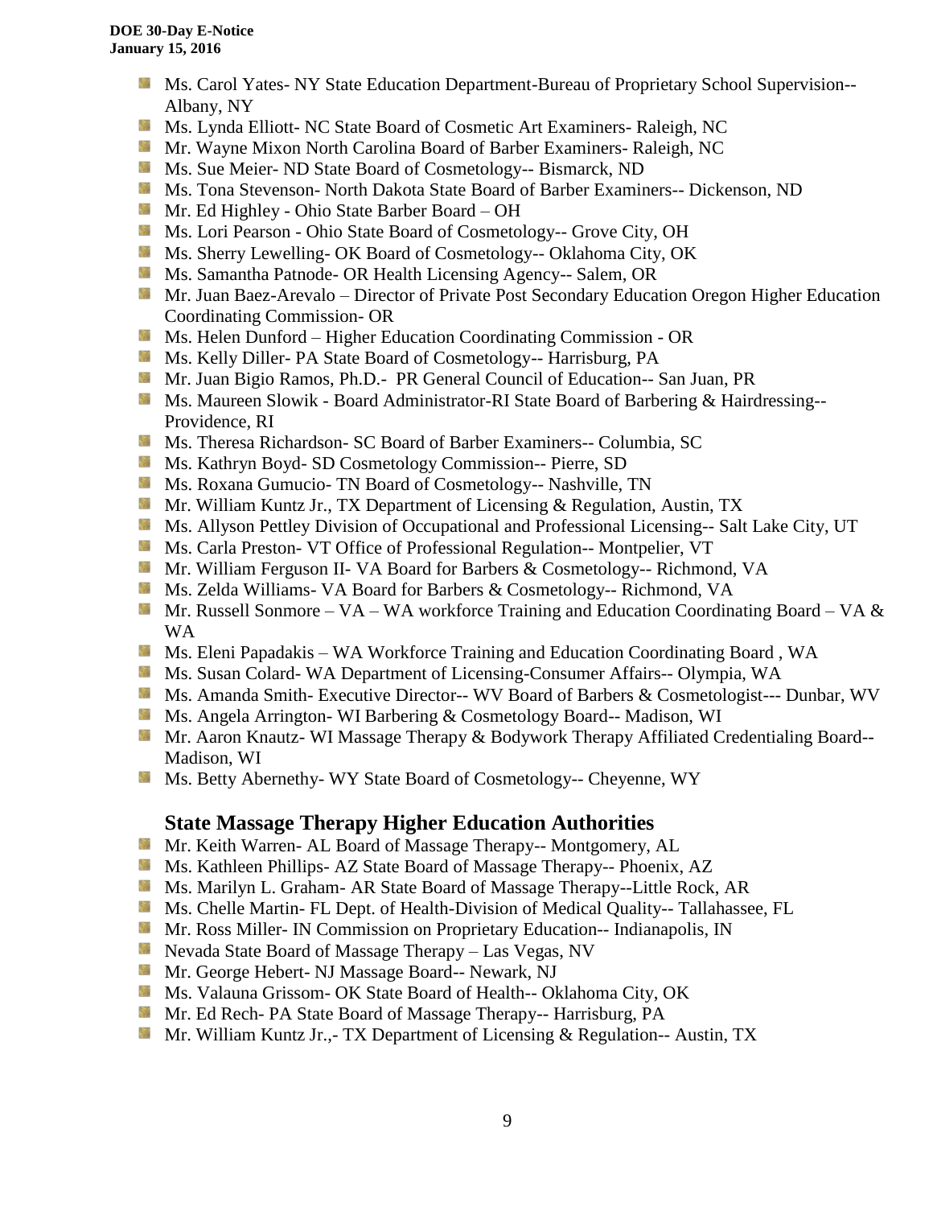- Ms. Carol Yates- NY State Education Department-Bureau of Proprietary School Supervision-- Albany, NY
- Ms. Lynda Elliott- NC State Board of Cosmetic Art Examiners- Raleigh, NC
- Mr. Wayne Mixon North Carolina Board of Barber Examiners- Raleigh, NC
- Ms. Sue Meier- ND State Board of Cosmetology-- Bismarck, ND
- Ms. Tona Stevenson- North Dakota State Board of Barber Examiners-- Dickenson, ND
- Mr. Ed Highley - Ohio State Barber Board – OH
- Ms. Lori Pearson - Ohio State Board of Cosmetology-- Grove City, OH
- Ms. Sherry Lewelling- OK Board of Cosmetology-- Oklahoma City, OK
- Ms. Samantha Patnode- OR Health Licensing Agency-- Salem, OR
- Mr. Juan Baez-Arevalo – Director of Private Post Secondary Education Oregon Higher Education Coordinating Commission- OR
- Ms. Helen Dunford – Higher Education Coordinating Commission - OR
- Ms. Kelly Diller- PA State Board of Cosmetology-- Harrisburg, PA
- Mr. Juan Bigio Ramos, Ph.D.- PR General Council of Education-- San Juan, PR
- Ms. Maureen Slowik - Board Administrator-RI State Board of Barbering & Hairdressing-- Providence, RI
- Ms. Theresa Richardson- SC Board of Barber Examiners-- Columbia, SC
- Ms. Kathryn Boyd- SD Cosmetology Commission-- Pierre, SD
- Ms. Roxana Gumucio- TN Board of Cosmetology-- Nashville, TN
- Mr. William Kuntz Jr., TX Department of Licensing & Regulation, Austin, TX
- Ms. Allyson Pettley Division of Occupational and Professional Licensing-- Salt Lake City, UT
- Ms. Carla Preston- VT Office of Professional Regulation-- Montpelier, VT
- Mr. William Ferguson II- VA Board for Barbers & Cosmetology-- Richmond, VA
- Ms. Zelda Williams- VA Board for Barbers & Cosmetology-- Richmond, VA
- Mr. Russell Sonmore – VA – WA workforce Training and Education Coordinating Board – VA & WA
- Ms. Eleni Papadakis – WA Workforce Training and Education Coordinating Board , WA
- Ms. Susan Colard- WA Department of Licensing-Consumer Affairs-- Olympia, WA
- Ms. Amanda Smith- Executive Director-- WV Board of Barbers & Cosmetologist--- Dunbar, WV
- Ms. Angela Arrington- WI Barbering & Cosmetology Board-- Madison, WI
- Mr. Aaron Knautz- WI Massage Therapy & Bodywork Therapy Affiliated Credentialing Board-- Madison, WI
- Ms. Betty Abernethy- WY State Board of Cosmetology-- Cheyenne, WY

## State Massage Therapy Higher Education Authorities

- Mr. Keith Warren- AL Board of Massage Therapy-- Montgomery, AL
- Ms. Kathleen Phillips- AZ State Board of Massage Therapy-- Phoenix, AZ
- Ms. Marilyn L. Graham- AR State Board of Massage Therapy--Little Rock, AR
- Ms. Chelle Martin- FL Dept. of Health-Division of Medical Quality-- Tallahassee, FL
- Mr. Ross Miller- IN Commission on Proprietary Education-- Indianapolis, IN
- Nevada State Board of Massage Therapy – Las Vegas, NV
- Mr. George Hebert- NJ Massage Board-- Newark, NJ
- Ms. Valauna Grissom- OK State Board of Health-- Oklahoma City, OK
- Mr. Ed Rech- PA State Board of Massage Therapy-- Harrisburg, PA
- Mr. William Kuntz Jr.,- TX Department of Licensing & Regulation-- Austin, TX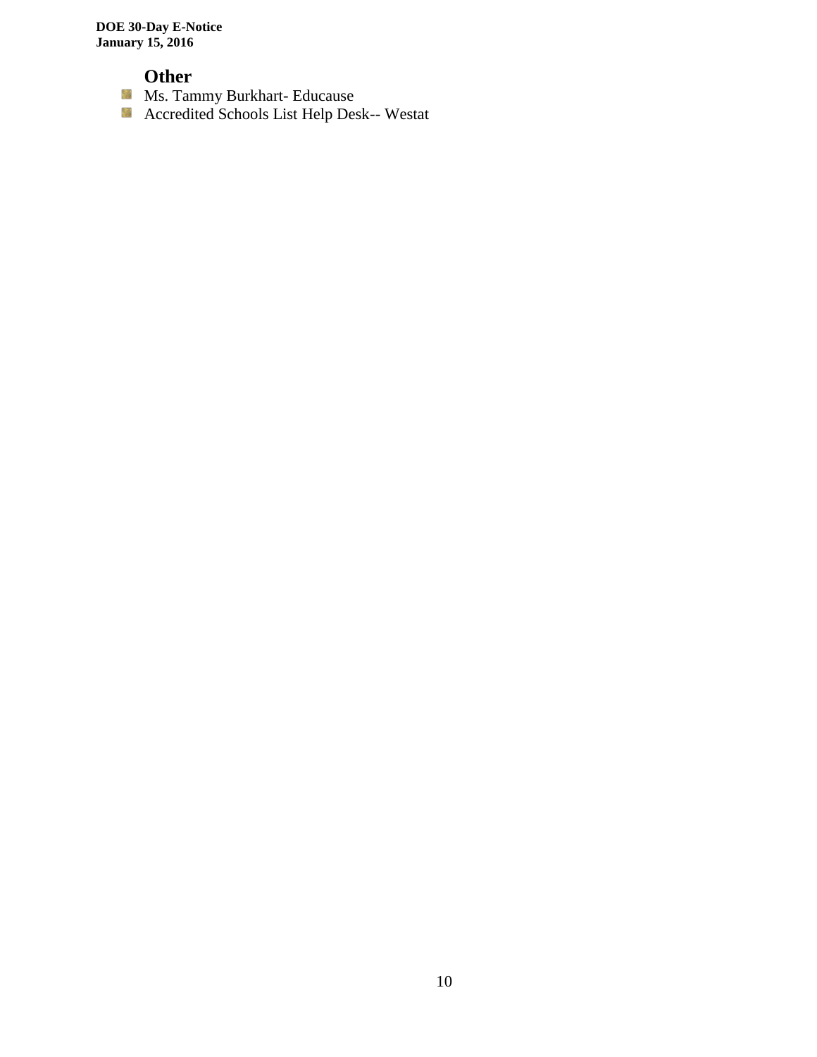## Other

- Ms. Tammy Burkhart- Educause
- Accredited Schools List Help Desk-- Westat